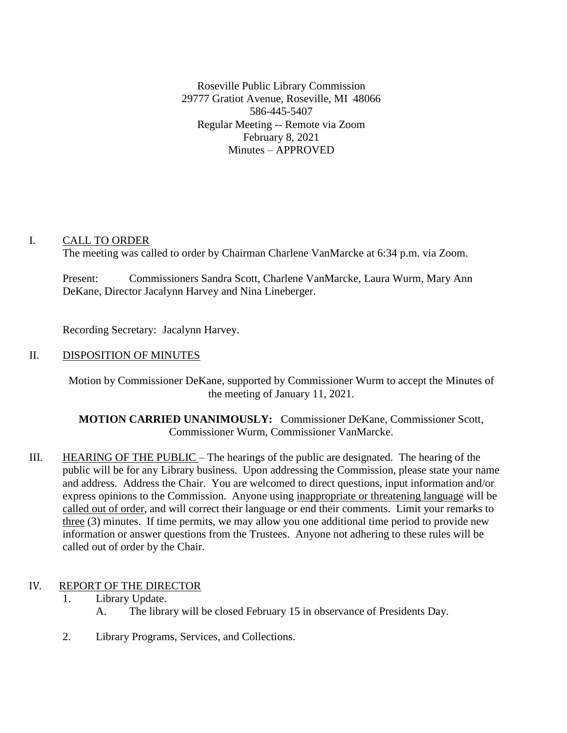Roseville Public Library Commission
29777 Gratiot Avenue, Roseville, MI 48066
586-445-5407
Regular Meeting -- Remote via Zoom
February 8, 2021
Minutes – APPROVED

I. <u>CALL TO ORDER</u>

The meeting was called to order by Chairman Charlene VanMarcke at 6:34 p.m. via Zoom.

Present: Commissioners Sandra Scott, Charlene VanMarcke, Laura Wurm, Mary Ann DeKane, Director Jacalynn Harvey and Nina Lineberger.

Recording Secretary: Jacalynn Harvey.

II. <u>DISPOSITION OF MINUTES</u>

Motion by Commissioner DeKane, supported by Commissioner Wurm to accept the Minutes of the meeting of January 11, 2021.

**MOTION CARRIED UNANIMOUSLY:** Commissioner DeKane, Commissioner Scott, Commissioner Wurm, Commissioner VanMarcke.

III. <u>HEARING OF THE PUBLIC</u> – The hearings of the public are designated. The hearing of the public will be for any Library business. Upon addressing the Commission, please state your name and address. Address the Chair. You are welcomed to direct questions, input information and/or express opinions to the Commission. Anyone using <u>inappropriate or threatening language</u> will be <u>called out of order</u>, and will correct their language or end their comments. Limit your remarks to <u>three</u> (3) minutes. If time permits, we may allow you one additional time period to provide new information or answer questions from the Trustees. Anyone not adhering to these rules will be called out of order by the Chair.

IV. <u>REPORT OF THE DIRECTOR</u>

1. Library Update.
   A. The library will be closed February 15 in observance of Presidents Day.

2. Library Programs, Services, and Collections.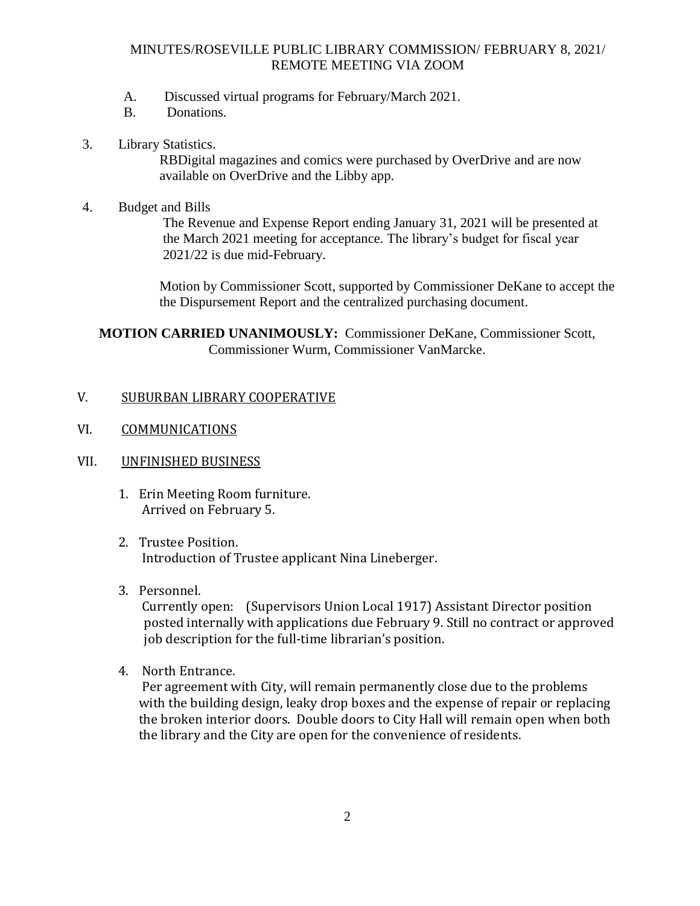A. Discussed virtual programs for February/March 2021.
B. Donations.

3. Library Statistics.

   RBDigital magazines and comics were purchased by OverDrive and are now available on OverDrive and the Libby app.

4. Budget and Bills

   The Revenue and Expense Report ending January 31, 2021 will be presented at the March 2021 meeting for acceptance. The library's budget for fiscal year 2021/22 is due mid-February.

   Motion by Commissioner Scott, supported by Commissioner DeKane to accept the the Dispursement Report and the centralized purchasing document.

**MOTION CARRIED UNANIMOUSLY:** Commissioner DeKane, Commissioner Scott, Commissioner Wurm, Commissioner VanMarcke.

## V. SUBURBAN LIBRARY COOPERATIVE

## VI. COMMUNICATIONS

## VII. UNFINISHED BUSINESS

1. Erin Meeting Room furniture.
   Arrived on February 5.

2. Trustee Position.
   Introduction of Trustee applicant Nina Lineberger.

3. Personnel.
   Currently open: (Supervisors Union Local 1917) Assistant Director position posted internally with applications due February 9. Still no contract or approved job description for the full-time librarian's position.

4. North Entrance.
   Per agreement with City, will remain permanently close due to the problems with the building design, leaky drop boxes and the expense of repair or replacing the broken interior doors. Double doors to City Hall will remain open when both the library and the City are open for the convenience of residents.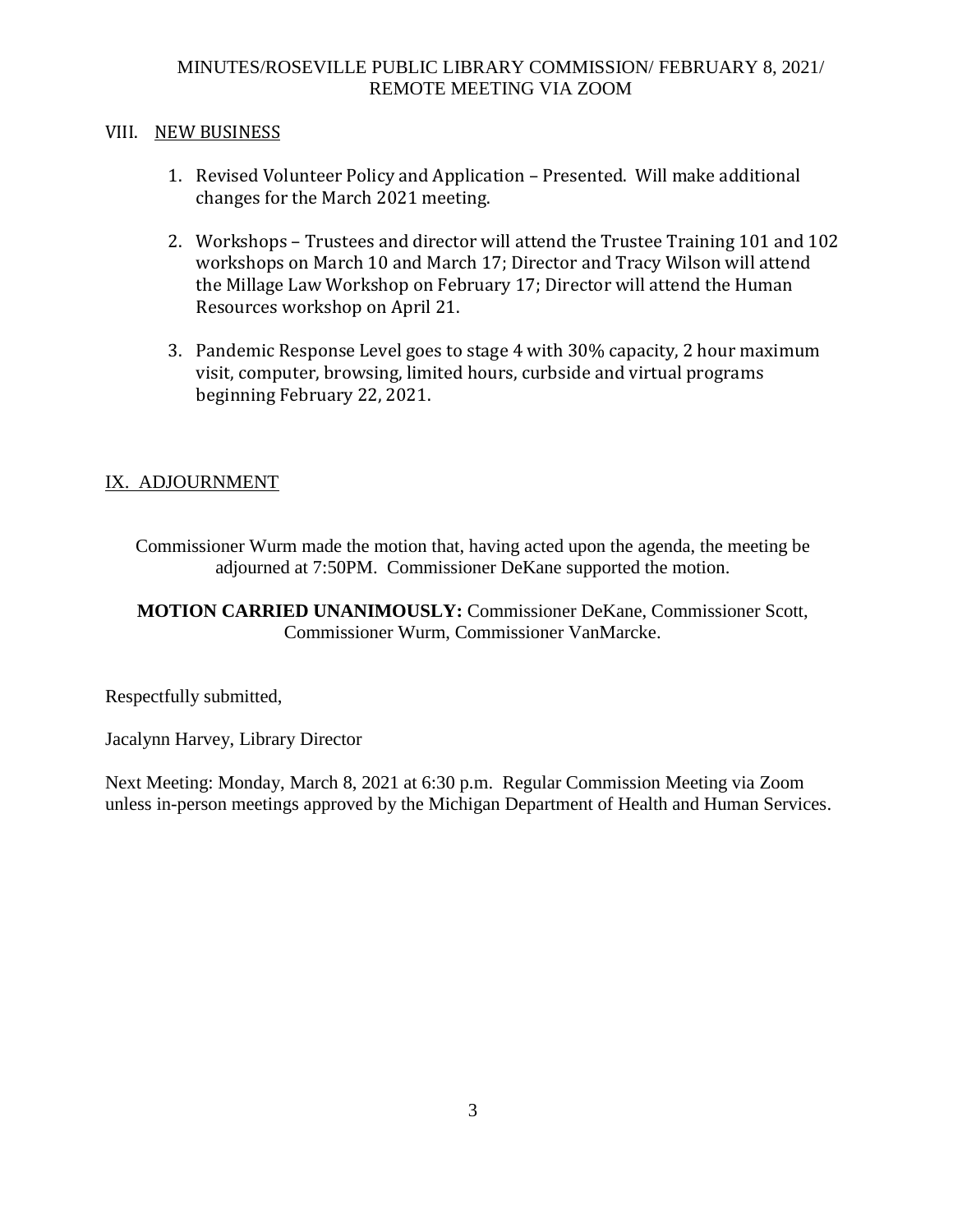## VIII. NEW BUSINESS

1. Revised Volunteer Policy and Application – Presented. Will make additional changes for the March 2021 meeting.

2. Workshops – Trustees and director will attend the Trustee Training 101 and 102 workshops on March 10 and March 17; Director and Tracy Wilson will attend the Millage Law Workshop on February 17; Director will attend the Human Resources workshop on April 21.

3. Pandemic Response Level goes to stage 4 with 30% capacity, 2 hour maximum visit, computer, browsing, limited hours, curbside and virtual programs beginning February 22, 2021.

## IX. ADJOURNMENT

Commissioner Wurm made the motion that, having acted upon the agenda, the meeting be adjourned at 7:50PM. Commissioner DeKane supported the motion.

**MOTION CARRIED UNANIMOUSLY:** Commissioner DeKane, Commissioner Scott, Commissioner Wurm, Commissioner VanMarcke.

Respectfully submitted,

Jacalynn Harvey, Library Director

Next Meeting: Monday, March 8, 2021 at 6:30 p.m. Regular Commission Meeting via Zoom unless in-person meetings approved by the Michigan Department of Health and Human Services.